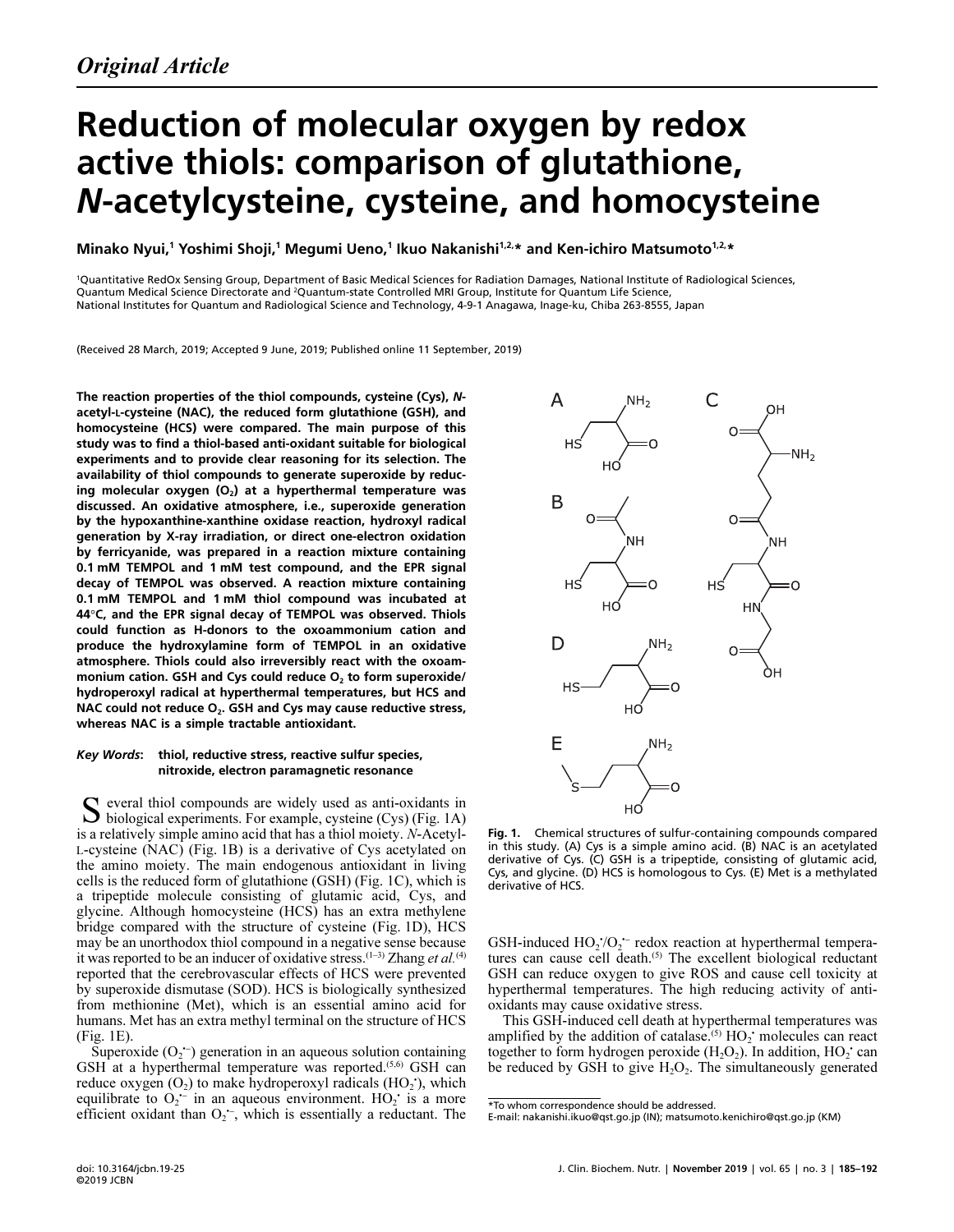*Original Article*

# Reduction of molecular oxygen by redox active thiols: comparison of glutathione, *N*-acetylcysteine, cysteine, and homocysteine

**Minako Nyui,[1] Yoshimi Shoji,[1] Megumi Ueno,[1] Ikuo Nakanishi[1,2,]* and Ken-ichiro Matsumoto[1,2,]***

[1]Quantitative RedOx Sensing Group, Department of Basic Medical Sciences for Radiation Damages, National Institute of Radiological Sciences, Quantum Medical Science Directorate and [2]Quantum-state Controlled MRI Group, Institute for Quantum Life Science, National Institutes for Quantum and Radiological Science and Technology, 4-9-1 Anagawa, Inage-ku, Chiba 263-8555, Japan

(Received 28 March, 2019; Accepted 9 June, 2019; Published online 11 September, 2019)

**The reaction properties of the thiol compounds, cysteine (Cys), *N*-acetyl-L-cysteine (NAC), the reduced form glutathione (GSH), and homocysteine (HCS) were compared. The main purpose of this study was to find a thiol-based anti-oxidant suitable for biological experiments and to provide clear reasoning for its selection. The availability of thiol compounds to generate superoxide by reducing molecular oxygen ($O_2$) at a hyperthermal temperature was discussed. An oxidative atmosphere, i.e., superoxide generation by the hypoxanthine-xanthine oxidase reaction, hydroxyl radical generation by X-ray irradiation, or direct one-electron oxidation by ferricyanide, was prepared in a reaction mixture containing 0.1 mM TEMPOL and 1 mM test compound, and the EPR signal decay of TEMPOL was observed. A reaction mixture containing 0.1 mM TEMPOL and 1 mM thiol compound was incubated at 44°C, and the EPR signal decay of TEMPOL was observed. Thiols could function as H-donors to the oxoammonium cation and produce the hydroxylamine form of TEMPOL in an oxidative atmosphere. Thiols could also irreversibly react with the oxoammonium cation. GSH and Cys could reduce $O_2$ to form superoxide/hydroperoxyl radical at hyperthermal temperatures, but HCS and NAC could not reduce $O_2$. GSH and Cys may cause reductive stress, whereas NAC is a simple tractable antioxidant.**

***Key Words*: thiol, reductive stress, reactive sulfur species, nitroxide, electron paramagnetic resonance**

Several thiol compounds are widely used as anti-oxidants in biological experiments. For example, cysteine (Cys) (Fig. 1A) is a relatively simple amino acid that has a thiol moiety. *N*-Acetyl-L-cysteine (NAC) (Fig. 1B) is a derivative of Cys acetylated on the amino moiety. The main endogenous antioxidant in living cells is the reduced form of glutathione (GSH) (Fig. 1C), which is a tripeptide molecule consisting of glutamic acid, Cys, and glycine. Although homocysteine (HCS) has an extra methylene bridge compared with the structure of cysteine (Fig. 1D), HCS may be an unorthodox thiol compound in a negative sense because it was reported to be an inducer of oxidative stress.[1–3] Zhang *et al.*[4] reported that the cerebrovascular effects of HCS were prevented by superoxide dismutase (SOD). HCS is biologically synthesized from methionine (Met), which is an essential amino acid for humans. Met has an extra methyl terminal on the structure of HCS (Fig. 1E).

Superoxide ($O_2^{\bullet-}$) generation in an aqueous solution containing GSH at a hyperthermal temperature was reported.[5,6] GSH can reduce oxygen ($O_2$) to make hydroperoxyl radicals ($HO_2^{\bullet}$), which equilibrate to $O_2^{\bullet-}$ in an aqueous environment. $HO_2^{\bullet}$ is a more efficient oxidant than $O_2^{\bullet-}$, which is essentially a reductant. The GSH-induced $HO_2^{\bullet}/O_2^{\bullet-}$ redox reaction at hyperthermal temperatures can cause cell death.[5] The excellent biological reductant GSH can reduce oxygen to give ROS and cause cell toxicity at hyperthermal temperatures. The high reducing activity of antioxidants may cause oxidative stress.

This GSH-induced cell death at hyperthermal temperatures was amplified by the addition of catalase.[5] $HO_2^{\bullet}$ molecules can react together to form hydrogen peroxide ($H_2O_2$). In addition, $HO_2^{\bullet}$ can be reduced by GSH to give $H_2O_2$. The simultaneously generated

**Fig. 1.** Chemical structures of sulfur-containing compounds compared in this study. (A) Cys is a simple amino acid. (B) NAC is an acetylated derivative of Cys. (C) GSH is a tripeptide, consisting of glutamic acid, Cys, and glycine. (D) HCS is homologous to Cys. (E) Met is a methylated derivative of HCS.

*To whom correspondence should be addressed.
E-mail: nakanishi.ikuo@qst.go.jp (IN); matsumoto.kenichiro@qst.go.jp (KM)

doi: 10.3164/jcbn.19-25
©2019 JCBN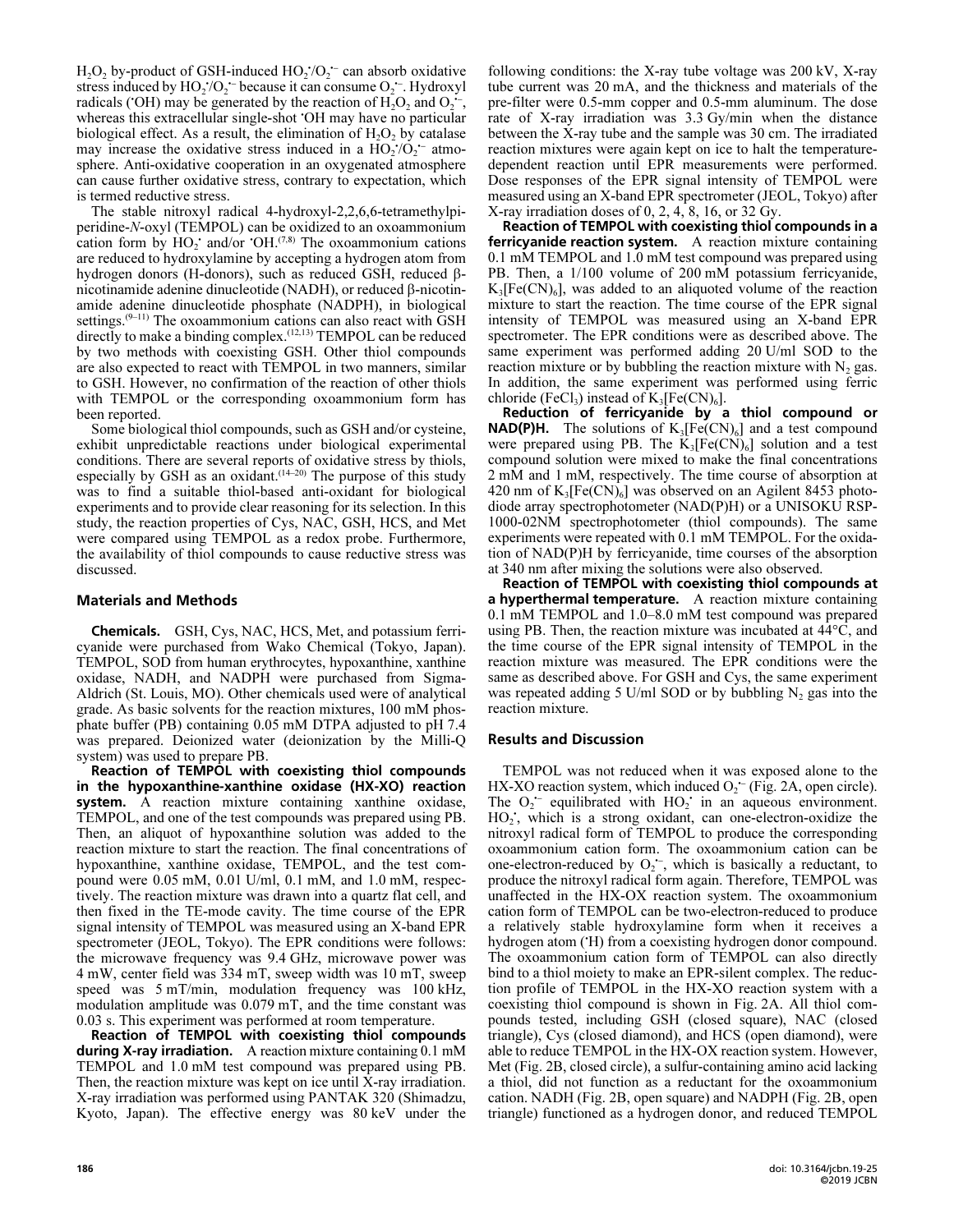$H_2O_2$ by-product of GSH-induced $HO_2^•/O_2^{•-}$ can absorb oxidative stress induced by $HO_2^•/O_2^{•-}$ because it can consume $O_2^{•-}$. Hydroxyl radicals ($^•OH$) may be generated by the reaction of $H_2O_2$ and $O_2^{•-}$, whereas this extracellular single-shot $^•OH$ may have no particular biological effect. As a result, the elimination of $H_2O_2$ by catalase may increase the oxidative stress induced in a $HO_2^•/O_2^{•-}$ atmosphere. Anti-oxidative cooperation in an oxygenated atmosphere can cause further oxidative stress, contrary to expectation, which is termed reductive stress.

The stable nitroxyl radical 4-hydroxyl-2,2,6,6-tetramethylpiperidine-*N*-oxyl (TEMPOL) can be oxidized to an oxoammonium cation form by $HO_2^•$ and/or $^•OH$.[7,8] The oxoammonium cations are reduced to hydroxylamine by accepting a hydrogen atom from hydrogen donors (H-donors), such as reduced GSH, reduced β-nicotinamide adenine dinucleotide (NADH), or reduced β-nicotinamide adenine dinucleotide phosphate (NADPH), in biological settings.[9–11] The oxoammonium cations can also react with GSH directly to make a binding complex.[12,13] TEMPOL can be reduced by two methods with coexisting GSH. Other thiol compounds are also expected to react with TEMPOL in two manners, similar to GSH. However, no confirmation of the reaction of other thiols with TEMPOL or the corresponding oxoammonium form has been reported.

Some biological thiol compounds, such as GSH and/or cysteine, exhibit unpredictable reactions under biological experimental conditions. There are several reports of oxidative stress by thiols, especially by GSH as an oxidant.[14–20] The purpose of this study was to find a suitable thiol-based anti-oxidant for biological experiments and to provide clear reasoning for its selection. In this study, the reaction properties of Cys, NAC, GSH, HCS, and Met were compared using TEMPOL as a redox probe. Furthermore, the availability of thiol compounds to cause reductive stress was discussed.

## Materials and Methods

**Chemicals.** GSH, Cys, NAC, HCS, Met, and potassium ferricyanide were purchased from Wako Chemical (Tokyo, Japan). TEMPOL, SOD from human erythrocytes, hypoxanthine, xanthine oxidase, NADH, and NADPH were purchased from Sigma-Aldrich (St. Louis, MO). Other chemicals used were of analytical grade. As basic solvents for the reaction mixtures, 100 mM phosphate buffer (PB) containing 0.05 mM DTPA adjusted to pH 7.4 was prepared. Deionized water (deionization by the Milli-Q system) was used to prepare PB.

**Reaction of TEMPOL with coexisting thiol compounds in the hypoxanthine-xanthine oxidase (HX-XO) reaction system.** A reaction mixture containing xanthine oxidase, TEMPOL, and one of the test compounds was prepared using PB. Then, an aliquot of hypoxanthine solution was added to the reaction mixture to start the reaction. The final concentrations of hypoxanthine, xanthine oxidase, TEMPOL, and the test compound were 0.05 mM, 0.01 U/ml, 0.1 mM, and 1.0 mM, respectively. The reaction mixture was drawn into a quartz flat cell, and then fixed in the TE-mode cavity. The time course of the EPR signal intensity of TEMPOL was measured using an X-band EPR spectrometer (JEOL, Tokyo). The EPR conditions were follows: the microwave frequency was 9.4 GHz, microwave power was 4 mW, center field was 334 mT, sweep width was 10 mT, sweep speed was 5 mT/min, modulation frequency was 100 kHz, modulation amplitude was 0.079 mT, and the time constant was 0.03 s. This experiment was performed at room temperature.

**Reaction of TEMPOL with coexisting thiol compounds during X-ray irradiation.** A reaction mixture containing 0.1 mM TEMPOL and 1.0 mM test compound was prepared using PB. Then, the reaction mixture was kept on ice until X-ray irradiation. X-ray irradiation was performed using PANTAK 320 (Shimadzu, Kyoto, Japan). The effective energy was 80 keV under the following conditions: the X-ray tube voltage was 200 kV, X-ray tube current was 20 mA, and the thickness and materials of the pre-filter were 0.5-mm copper and 0.5-mm aluminum. The dose rate of X-ray irradiation was 3.3 Gy/min when the distance between the X-ray tube and the sample was 30 cm. The irradiated reaction mixtures were again kept on ice to halt the temperature-dependent reaction until EPR measurements were performed. Dose responses of the EPR signal intensity of TEMPOL were measured using an X-band EPR spectrometer (JEOL, Tokyo) after X-ray irradiation doses of 0, 2, 4, 8, 16, or 32 Gy.

**Reaction of TEMPOL with coexisting thiol compounds in a ferricyanide reaction system.** A reaction mixture containing 0.1 mM TEMPOL and 1.0 mM test compound was prepared using PB. Then, a 1/100 volume of 200 mM potassium ferricyanide, $K_3[Fe(CN)_6]$, was added to an aliquoted volume of the reaction mixture to start the reaction. The time course of the EPR signal intensity of TEMPOL was measured using an X-band EPR spectrometer. The EPR conditions were as described above. The same experiment was performed adding 20 U/ml SOD to the reaction mixture or by bubbling the reaction mixture with $N_2$ gas. In addition, the same experiment was performed using ferric chloride ($FeCl_3$) instead of $K_3[Fe(CN)_6]$.

**Reduction of ferricyanide by a thiol compound or NAD(P)H.** The solutions of $K_3[Fe(CN)_6]$ and a test compound were prepared using PB. The $K_3[Fe(CN)_6]$ solution and a test compound solution were mixed to make the final concentrations 2 mM and 1 mM, respectively. The time course of absorption at 420 nm of $K_3[Fe(CN)_6]$ was observed on an Agilent 8453 photodiode array spectrophotometer (NAD(P)H) or a UNISOKU RSP-1000-02NM spectrophotometer (thiol compounds). The same experiments were repeated with 0.1 mM TEMPOL. For the oxidation of NAD(P)H by ferricyanide, time courses of the absorption at 340 nm after mixing the solutions were also observed.

**Reaction of TEMPOL with coexisting thiol compounds at a hyperthermal temperature.** A reaction mixture containing 0.1 mM TEMPOL and 1.0–8.0 mM test compound was prepared using PB. Then, the reaction mixture was incubated at 44°C, and the time course of the EPR signal intensity of TEMPOL in the reaction mixture was measured. The EPR conditions were the same as described above. For GSH and Cys, the same experiment was repeated adding 5 U/ml SOD or by bubbling $N_2$ gas into the reaction mixture.

## Results and Discussion

TEMPOL was not reduced when it was exposed alone to the HX-XO reaction system, which induced $O_2^{•-}$ (Fig. 2A, open circle). The $O_2^{•-}$ equilibrated with $HO_2^•$ in an aqueous environment. $HO_2^•$, which is a strong oxidant, can one-electron-oxidize the nitroxyl radical form of TEMPOL to produce the corresponding oxoammonium cation form. The oxoammonium cation can be one-electron-reduced by $O_2^{•-}$, which is basically a reductant, to produce the nitroxyl radical form again. Therefore, TEMPOL was unaffected in the HX-OX reaction system. The oxoammonium cation form of TEMPOL can be two-electron-reduced to produce a relatively stable hydroxylamine form when it receives a hydrogen atom ($^•H$) from a coexisting hydrogen donor compound. The oxoammonium cation form of TEMPOL can also directly bind to a thiol moiety to make an EPR-silent complex. The reduction profile of TEMPOL in the HX-XO reaction system with a coexisting thiol compound is shown in Fig. 2A. All thiol compounds tested, including GSH (closed square), NAC (closed triangle), Cys (closed diamond), and HCS (open diamond), were able to reduce TEMPOL in the HX-OX reaction system. However, Met (Fig. 2B, closed circle), a sulfur-containing amino acid lacking a thiol, did not function as a reductant for the oxoammonium cation. NADH (Fig. 2B, open square) and NADPH (Fig. 2B, open triangle) functioned as a hydrogen donor, and reduced TEMPOL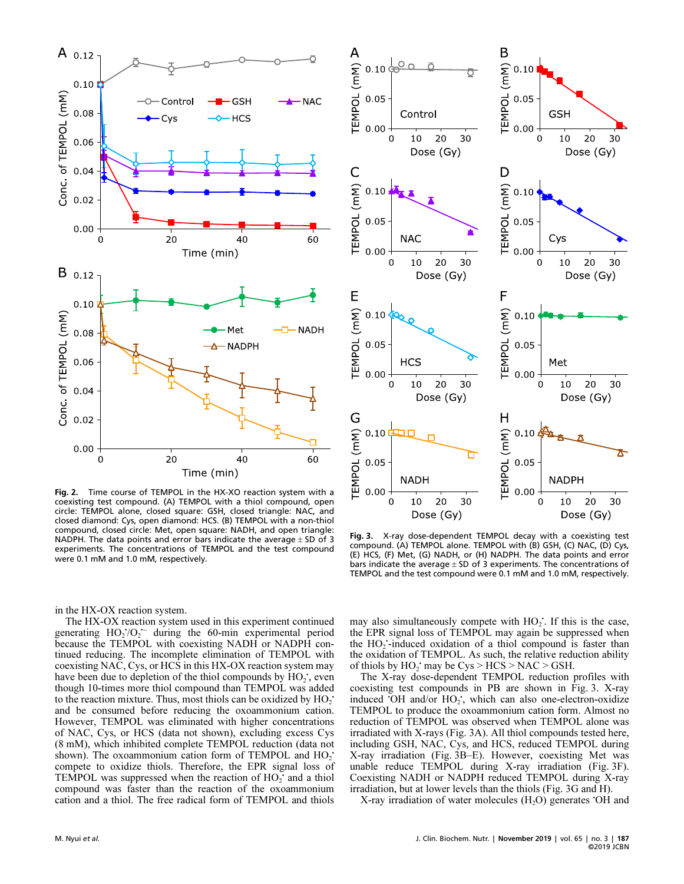Fig. 2. Time course of TEMPOL in the HX-XO reaction system with a coexisting test compound. (A) TEMPOL with a thiol compound, open circle: TEMPOL alone, closed square: GSH, closed triangle: NAC, and closed diamond: Cys, open diamond: HCS. (B) TEMPOL with a non-thiol compound, closed circle: Met, open square: NADH, and open triangle: NADPH. The data points and error bars indicate the average ± SD of 3 experiments. The concentrations of TEMPOL and the test compound were 0.1 mM and 1.0 mM, respectively.

Fig. 3. X-ray dose-dependent TEMPOL decay with a coexisting test compound. (A) TEMPOL alone. TEMPOL with (B) GSH, (C) NAC, (D) Cys, (E) HCS, (F) Met, (G) NADH, or (H) NADPH. The data points and error bars indicate the average ± SD of 3 experiments. The concentrations of TEMPOL and the test compound were 0.1 mM and 1.0 mM, respectively.

in the HX-OX reaction system.

The HX-OX reaction system used in this experiment continued generating $HO_2^{\bullet}/O_2^{\bullet-}$ during the 60-min experimental period because the TEMPOL with coexisting NADH or NADPH continued reducing. The incomplete elimination of TEMPOL with coexisting NAC, Cys, or HCS in this HX-OX reaction system may have been due to depletion of the thiol compounds by $HO_2^{\bullet}$, even though 10-times more thiol compound than TEMPOL was added to the reaction mixture. Thus, most thiols can be oxidized by $HO_2^{\bullet}$ and be consumed before reducing the oxoammonium cation. However, TEMPOL was eliminated with higher concentrations of NAC, Cys, or HCS (data not shown), excluding excess Cys (8 mM), which inhibited complete TEMPOL reduction (data not shown). The oxoammonium cation form of TEMPOL and $HO_2^{\bullet}$ compete to oxidize thiols. Therefore, the EPR signal loss of TEMPOL was suppressed when the reaction of $HO_2^{\bullet}$ and a thiol compound was faster than the reaction of the oxoammonium cation and a thiol. The free radical form of TEMPOL and thiols may also simultaneously compete with $HO_2^{\bullet}$. If this is the case, the EPR signal loss of TEMPOL may again be suppressed when the $HO_2^{\bullet}$-induced oxidation of a thiol compound is faster than the oxidation of TEMPOL. As such, the relative reduction ability of thiols by $HO_2^{\bullet}$ may be Cys > HCS > NAC > GSH.

The X-ray dose-dependent TEMPOL reduction profiles with coexisting test compounds in PB are shown in Fig. 3. X-ray induced $^{\bullet}OH$ and/or $HO_2^{\bullet}$, which can also one-electron-oxidize TEMPOL to produce the oxoammonium cation form. Almost no reduction of TEMPOL was observed when TEMPOL alone was irradiated with X-rays (Fig. 3A). All thiol compounds tested here, including GSH, NAC, Cys, and HCS, reduced TEMPOL during X-ray irradiation (Fig. 3B–E). However, coexisting Met was unable reduce TEMPOL during X-ray irradiation (Fig. 3F). Coexisting NADH or NADPH reduced TEMPOL during X-ray irradiation, but at lower levels than the thiols (Fig. 3G and H).

X-ray irradiation of water molecules ($H_2O$) generates $^{\bullet}OH$ and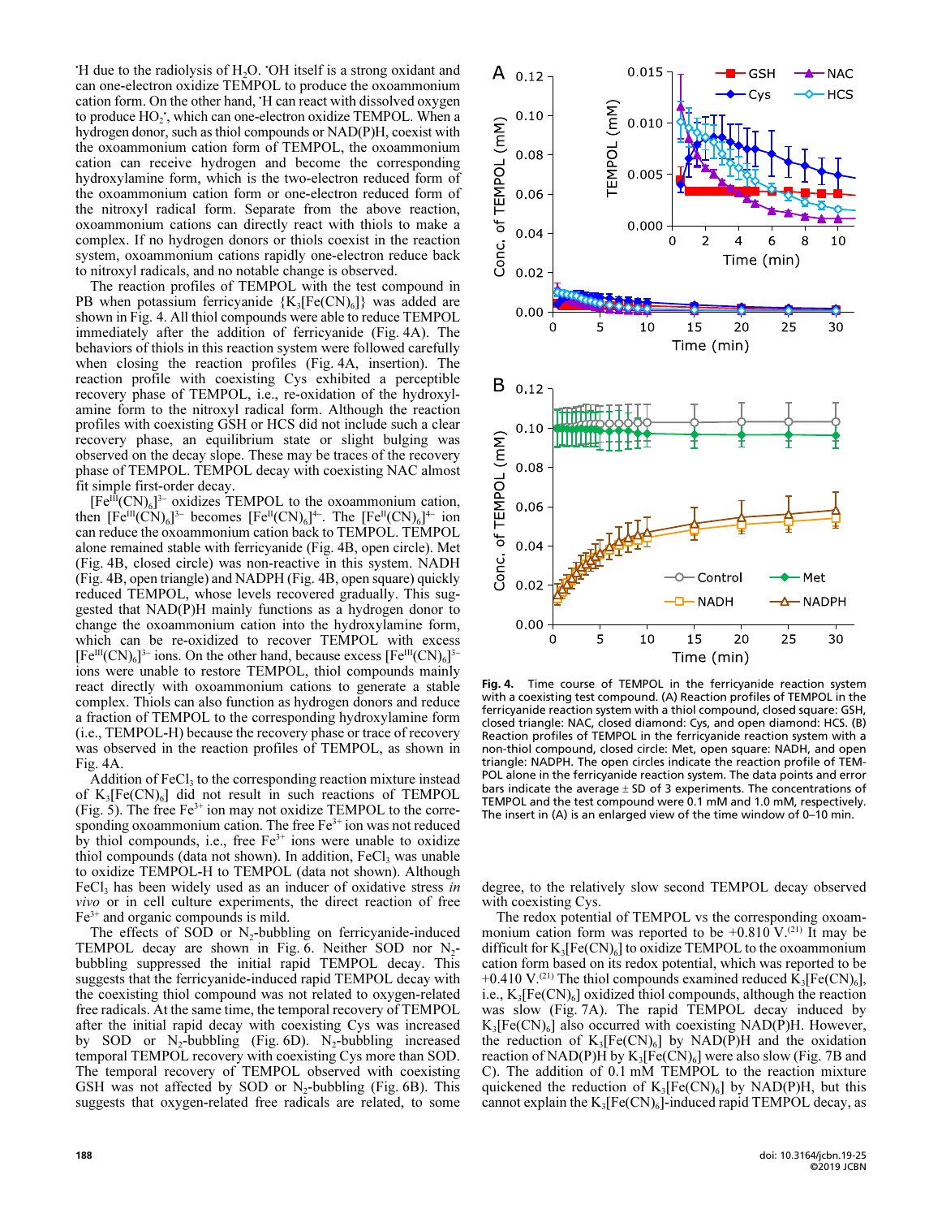$^{\bullet}$H due to the radiolysis of $H_2O$. $^{\bullet}$OH itself is a strong oxidant and can one-electron oxidize TEMPOL to produce the oxoammonium cation form. On the other hand, $^{\bullet}$H can react with dissolved oxygen to produce $HO_2^{\bullet}$, which can one-electron oxidize TEMPOL. When a hydrogen donor, such as thiol compounds or NAD(P)H, coexist with the oxoammonium cation form of TEMPOL, the oxoammonium cation can receive hydrogen and become the corresponding hydroxylamine form, which is the two-electron reduced form of the oxoammonium cation form or one-electron reduced form of the nitroxyl radical form. Separate from the above reaction, oxoammonium cations can directly react with thiols to make a complex. If no hydrogen donors or thiols coexist in the reaction system, oxoammonium cations rapidly one-electron reduce back to nitroxyl radicals, and no notable change is observed.

The reaction profiles of TEMPOL with the test compound in PB when potassium ferricyanide {$K_3[Fe(CN)_6]$} was added are shown in Fig. 4. All thiol compounds were able to reduce TEMPOL immediately after the addition of ferricyanide (Fig. 4A). The behaviors of thiols in this reaction system were followed carefully when closing the reaction profiles (Fig. 4A, insertion). The reaction profile with coexisting Cys exhibited a perceptible recovery phase of TEMPOL, i.e., re-oxidation of the hydroxylamine form to the nitroxyl radical form. Although the reaction profiles with coexisting GSH or HCS did not include such a clear recovery phase, an equilibrium state or slight bulging was observed on the decay slope. These may be traces of the recovery phase of TEMPOL. TEMPOL decay with coexisting NAC almost fit simple first-order decay.

$[Fe^{III}(CN)_6]^{3-}$ oxidizes TEMPOL to the oxoammonium cation, then $[Fe^{III}(CN)_6]^{3-}$ becomes $[Fe^{II}(CN)_6]^{4-}$. The $[Fe^{II}(CN)_6]^{4-}$ ion can reduce the oxoammonium cation back to TEMPOL. TEMPOL alone remained stable with ferricyanide (Fig. 4B, open circle). Met (Fig. 4B, closed circle) was non-reactive in this system. NADH (Fig. 4B, open triangle) and NADPH (Fig. 4B, open square) quickly reduced TEMPOL, whose levels recovered gradually. This suggested that NAD(P)H mainly functions as a hydrogen donor to change the oxoammonium cation into the hydroxylamine form, which can be re-oxidized to recover TEMPOL with excess $[Fe^{III}(CN)_6]^{3-}$ ions. On the other hand, because excess $[Fe^{III}(CN)_6]^{3-}$ ions were unable to restore TEMPOL, thiol compounds mainly react directly with oxoammonium cations to generate a stable complex. Thiols can also function as hydrogen donors and reduce a fraction of TEMPOL to the corresponding hydroxylamine form (i.e., TEMPOL-H) because the recovery phase or trace of recovery was observed in the reaction profiles of TEMPOL, as shown in Fig. 4A.

Addition of $FeCl_3$ to the corresponding reaction mixture instead of $K_3[Fe(CN)_6]$ did not result in such reactions of TEMPOL (Fig. 5). The free $Fe^{3+}$ ion may not oxidize TEMPOL to the corresponding oxoammonium cation. The free $Fe^{3+}$ ion was not reduced by thiol compounds, i.e., free $Fe^{3+}$ ions were unable to oxidize thiol compounds (data not shown). In addition, $FeCl_3$ was unable to oxidize TEMPOL-H to TEMPOL (data not shown). Although $FeCl_3$ has been widely used as an inducer of oxidative stress *in vivo* or in cell culture experiments, the direct reaction of free $Fe^{3+}$ and organic compounds is mild.

The effects of SOD or $N_2$-bubbling on ferricyanide-induced TEMPOL decay are shown in Fig. 6. Neither SOD nor $N_2$-bubbling suppressed the initial rapid TEMPOL decay. This suggests that the ferricyanide-induced rapid TEMPOL decay with the coexisting thiol compound was not related to oxygen-related free radicals. At the same time, the temporal recovery of TEMPOL after the initial rapid decay with coexisting Cys was increased by SOD or $N_2$-bubbling (Fig. 6D). $N_2$-bubbling increased temporal TEMPOL recovery with coexisting Cys more than SOD. The temporal recovery of TEMPOL observed with coexisting GSH was not affected by SOD or $N_2$-bubbling (Fig. 6B). This suggests that oxygen-related free radicals are related, to some degree, to the relatively slow second TEMPOL decay observed with coexisting Cys.

**Fig. 4.** Time course of TEMPOL in the ferricyanide reaction system with a coexisting test compound. (A) Reaction profiles of TEMPOL in the ferricyanide reaction system with a thiol compound, closed square: GSH, closed triangle: NAC, closed diamond: Cys, and open diamond: HCS. (B) Reaction profiles of TEMPOL in the ferricyanide reaction system with a non-thiol compound, closed circle: Met, open square: NADH, and open triangle: NADPH. The open circles indicate the reaction profile of TEMPOL alone in the ferricyanide reaction system. The data points and error bars indicate the average ± SD of 3 experiments. The concentrations of TEMPOL and the test compound were 0.1 mM and 1.0 mM, respectively. The insert in (A) is an enlarged view of the time window of 0–10 min.

The redox potential of TEMPOL vs the corresponding oxoammonium cation form was reported to be +0.810 V.[21] It may be difficult for $K_3[Fe(CN)_6]$ to oxidize TEMPOL to the oxoammonium cation form based on its redox potential, which was reported to be +0.410 V.[21] The thiol compounds examined reduced $K_3[Fe(CN)_6]$, i.e., $K_3[Fe(CN)_6]$ oxidized thiol compounds, although the reaction was slow (Fig. 7A). The rapid TEMPOL decay induced by $K_3[Fe(CN)_6]$ also occurred with coexisting NAD(P)H. However, the reduction of $K_3[Fe(CN)_6]$ by NAD(P)H and the oxidation reaction of NAD(P)H by $K_3[Fe(CN)_6]$ were also slow (Fig. 7B and C). The addition of 0.1 mM TEMPOL to the reaction mixture quickened the reduction of $K_3[Fe(CN)_6]$ by NAD(P)H, but this cannot explain the $K_3[Fe(CN)_6]$-induced rapid TEMPOL decay, as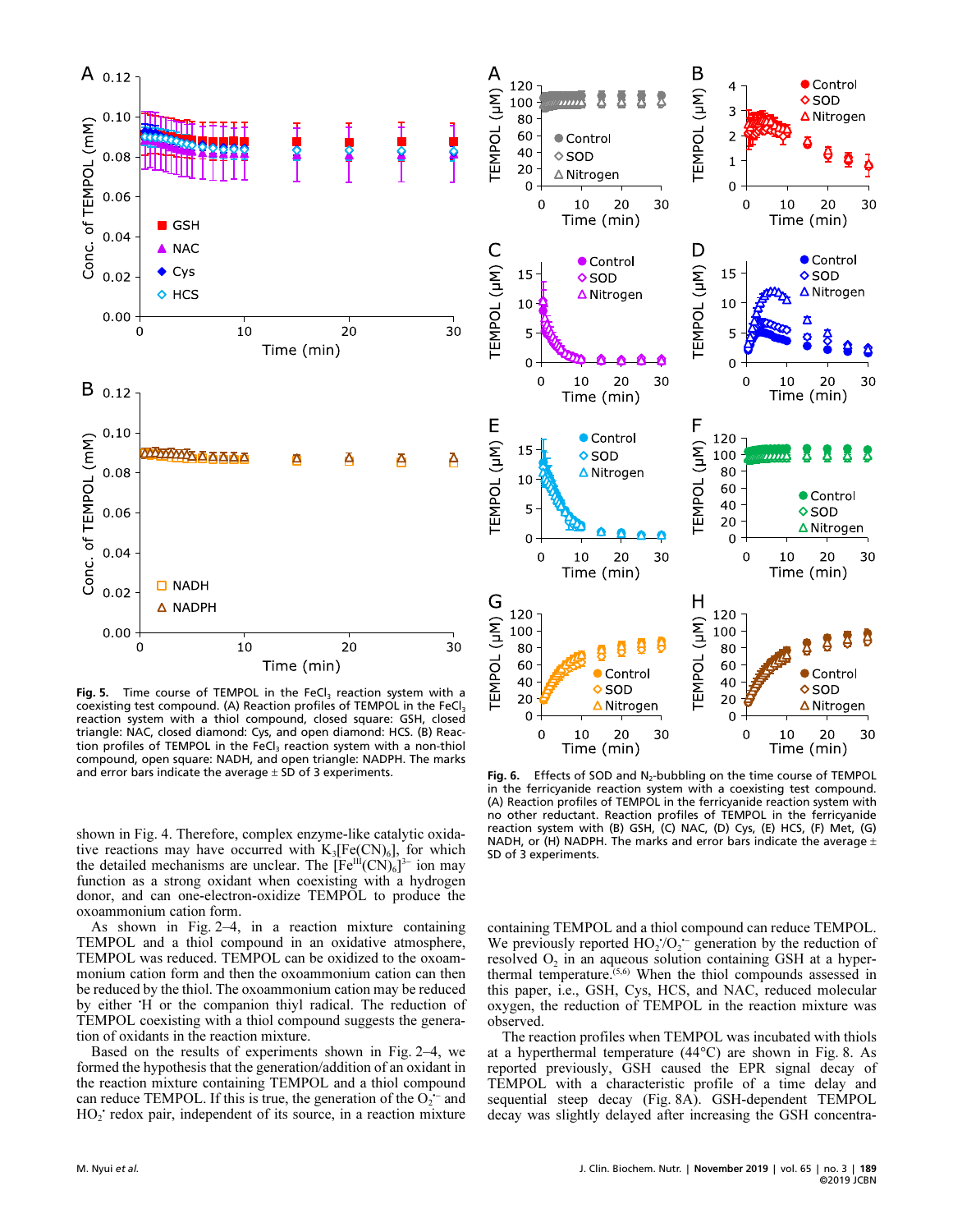Fig. 5. Time course of TEMPOL in the $FeCl_3$ reaction system with a coexisting test compound. (A) Reaction profiles of TEMPOL in the $FeCl_3$ reaction system with a thiol compound, closed square: GSH, closed triangle: NAC, closed diamond: Cys, and open diamond: HCS. (B) Reaction profiles of TEMPOL in the $FeCl_3$ reaction system with a non-thiol compound, open square: NADH, and open triangle: NADPH. The marks and error bars indicate the average ± SD of 3 experiments.

Fig. 6. Effects of SOD and $N_2$-bubbling on the time course of TEMPOL in the ferricyanide reaction system with a coexisting test compound. (A) Reaction profiles of TEMPOL in the ferricyanide reaction system with no other reductant. Reaction profiles of TEMPOL in the ferricyanide reaction system with (B) GSH, (C) NAC, (D) Cys, (E) HCS, (F) Met, (G) NADH, or (H) NADPH. The marks and error bars indicate the average ± SD of 3 experiments.

shown in Fig. 4. Therefore, complex enzyme-like catalytic oxidative reactions may have occurred with $K_3[Fe(CN)_6]$, for which the detailed mechanisms are unclear. The $[Fe^{III}(CN)_6]^{3-}$ ion may function as a strong oxidant when coexisting with a hydrogen donor, and can one-electron-oxidize TEMPOL to produce the oxoammonium cation form.

As shown in Fig. 2–4, in a reaction mixture containing TEMPOL and a thiol compound in an oxidative atmosphere, TEMPOL was reduced. TEMPOL can be oxidized to the oxoammonium cation form and then the oxoammonium cation can then be reduced by the thiol. The oxoammonium cation may be reduced by either $^{\bullet}H$ or the companion thiyl radical. The reduction of TEMPOL coexisting with a thiol compound suggests the generation of oxidants in the reaction mixture.

Based on the results of experiments shown in Fig. 2–4, we formed the hypothesis that the generation/addition of an oxidant in the reaction mixture containing TEMPOL and a thiol compound can reduce TEMPOL. If this is true, the generation of the $O_2^{\bullet-}$ and $HO_2^{\bullet}$ redox pair, independent of its source, in a reaction mixture containing TEMPOL and a thiol compound can reduce TEMPOL. We previously reported $HO_2^{\bullet}/O_2^{\bullet-}$ generation by the reduction of resolved $O_2$ in an aqueous solution containing GSH at a hyperthermal temperature.[5,6] When the thiol compounds assessed in this paper, i.e., GSH, Cys, HCS, and NAC, reduced molecular oxygen, the reduction of TEMPOL in the reaction mixture was observed.

The reaction profiles when TEMPOL was incubated with thiols at a hyperthermal temperature (44°C) are shown in Fig. 8. As reported previously, GSH caused the EPR signal decay of TEMPOL with a characteristic profile of a time delay and sequential steep decay (Fig. 8A). GSH-dependent TEMPOL decay was slightly delayed after increasing the GSH concentra-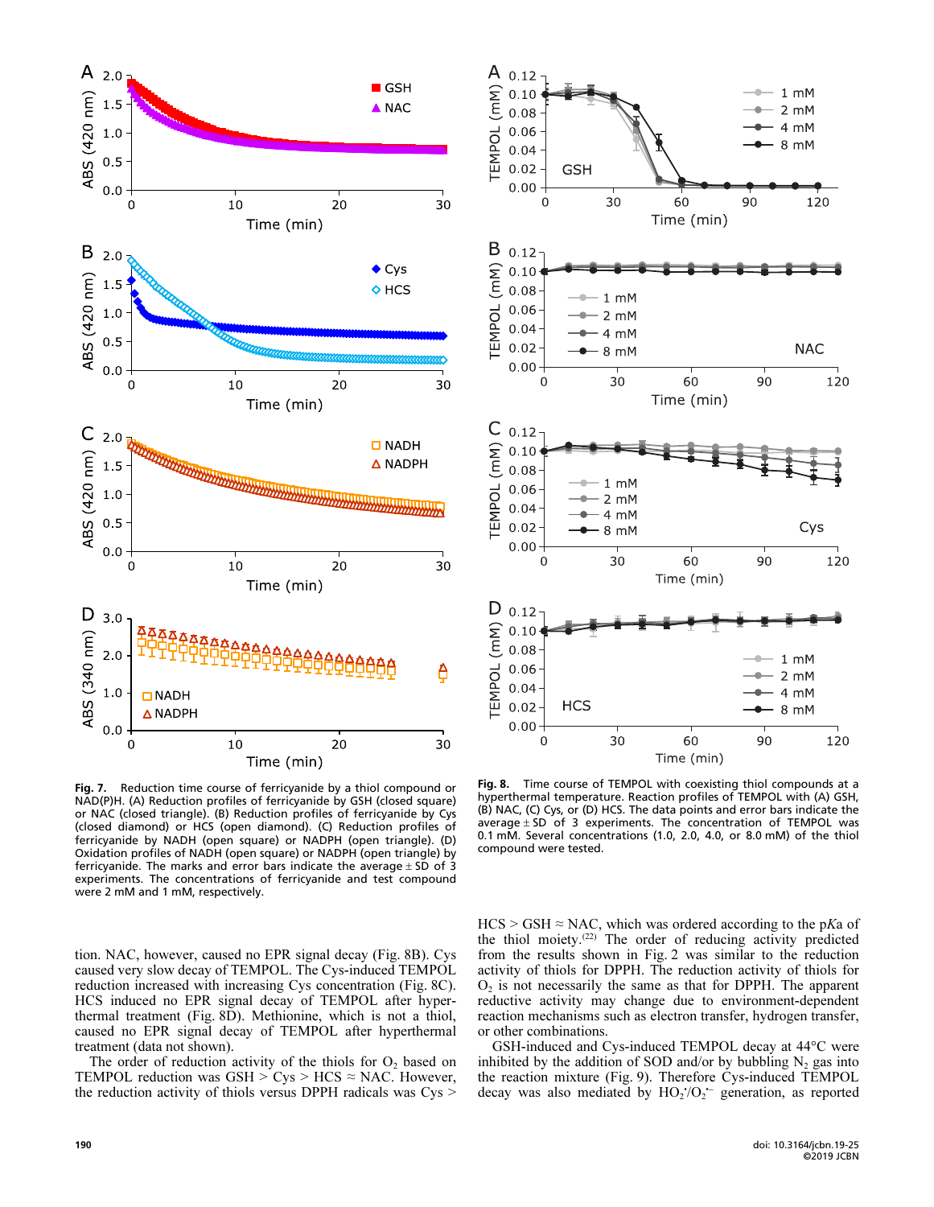**Fig. 7.** Reduction time course of ferricyanide by a thiol compound or NAD(P)H. (A) Reduction profiles of ferricyanide by GSH (closed square) or NAC (closed triangle). (B) Reduction profiles of ferricyanide by Cys (closed diamond) or HCS (open diamond). (C) Reduction profiles of ferricyanide by NADH (open square) or NADPH (open triangle). (D) Oxidation profiles of NADH (open square) or NADPH (open triangle) by ferricyanide. The marks and error bars indicate the average ± SD of 3 experiments. The concentrations of ferricyanide and test compound were 2 mM and 1 mM, respectively.

**Fig. 8.** Time course of TEMPOL with coexisting thiol compounds at a hyperthermal temperature. Reduction profiles of TEMPOL with (A) GSH, (B) NAC, (C) Cys, or (D) HCS. The data points and error bars indicate the average ± SD of 3 experiments. The concentration of TEMPOL was 0.1 mM. Several concentrations (1.0, 2.0, 4.0, or 8.0 mM) of the thiol compound were tested.

tion. NAC, however, caused no EPR signal decay (Fig. 8B). Cys caused very slow decay of TEMPOL. The Cys-induced TEMPOL reduction increased with increasing Cys concentration (Fig. 8C). HCS induced no EPR signal decay of TEMPOL after hyperthermal treatment (Fig. 8D). Methionine, which is not a thiol, caused no EPR signal decay of TEMPOL after hyperthermal treatment (data not shown).

The order of reduction activity of the thiols for $O_2$ based on TEMPOL reduction was GSH > Cys > HCS ≈ NAC. However, the reduction activity of thiols versus DPPH radicals was Cys > HCS > GSH ≈ NAC, which was ordered according to the p*Ka* of the thiol moiety.[22] The order of reducing activity predicted from the results shown in Fig. 2 was similar to the reduction activity of thiols for DPPH. The reduction activity of thiols for $O_2$ is not necessarily the same as that for DPPH. The apparent reductive activity may change due to environment-dependent reaction mechanisms such as electron transfer, hydrogen transfer, or other combinations.

GSH-induced and Cys-induced TEMPOL decay at 44°C were inhibited by the addition of SOD and/or by bubbling $N_2$ gas into the reaction mixture (Fig. 9). Therefore Cys-induced TEMPOL decay was also mediated by $HO_2^{\bullet}/O_2^{\bullet-}$ generation, as reported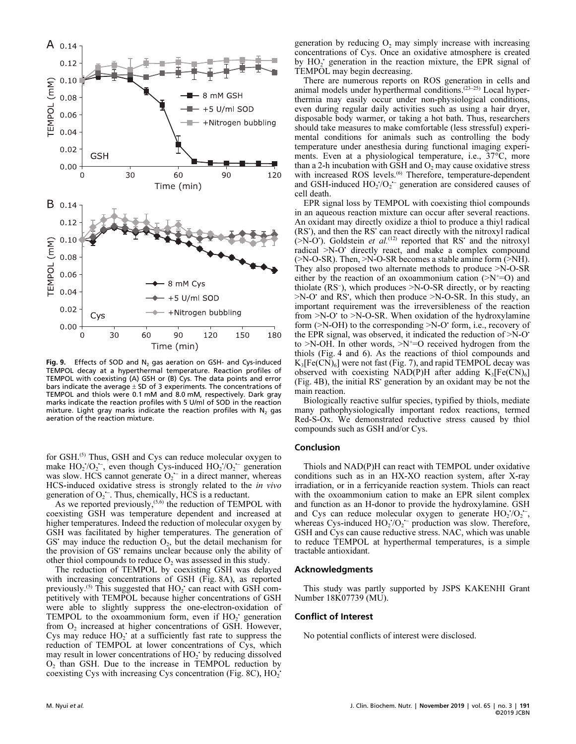Fig. 9. Effects of SOD and $N_2$ gas aeration on GSH- and Cys-induced TEMPOL decay at a hyperthermal temperature. Reaction profiles of TEMPOL with coexisting (A) GSH or (B) Cys. The data points and error bars indicate the average ± SD of 3 experiments. The concentrations of TEMPOL and thiols were 0.1 mM and 8.0 mM, respectively. Dark gray marks indicate the reaction profiles with 5 U/ml of SOD in the reaction mixture. Light gray marks indicate the reaction profiles with $N_2$ gas aeration of the reaction mixture.

for GSH.[5] Thus, GSH and Cys can reduce molecular oxygen to make $HO_2^{\bullet}/O_2^{\bullet-}$, even though Cys-induced $HO_2^{\bullet}/O_2^{\bullet-}$ generation was slow. HCS cannot generate $O_2^{\bullet-}$ in a direct manner, whereas HCS-induced oxidative stress is strongly related to the *in vivo* generation of $O_2^{\bullet-}$. Thus, chemically, HCS is a reductant.

As we reported previously,[5,6] the reduction of TEMPOL with coexisting GSH was temperature dependent and increased at higher temperatures. Indeed the reduction of molecular oxygen by GSH was facilitated by higher temperatures. The generation of $GS^{\bullet}$ may induce the reduction $O_2$, but the detail mechanism for the provision of $GS^{\bullet}$ remains unclear because only the ability of other thiol compounds to reduce $O_2$ was assessed in this study.

The reduction of TEMPOL by coexisting GSH was delayed with increasing concentrations of GSH (Fig. 8A), as reported previously.[5] This suggested that $HO_2^{\bullet}$ can react with GSH competitively with TEMPOL because higher concentrations of GSH were able to slightly suppress the one-electron-oxidation of TEMPOL to the oxoammonium form, even if $HO_2^{\bullet}$ generation from $O_2$ increased at higher concentrations of GSH. However, Cys may reduce $HO_2^{\bullet}$ at a sufficiently fast rate to suppress the reduction of TEMPOL at lower concentrations of Cys, which may result in lower concentrations of $HO_2^{\bullet}$ by reducing dissolved $O_2$ than GSH. Due to the increase in TEMPOL reduction by coexisting Cys with increasing Cys concentration (Fig. 8C), $HO_2^{\bullet}$ generation by reducing $O_2$ may simply increase with increasing concentrations of Cys. Once an oxidative atmosphere is created by $HO_2^{\bullet}$ generation in the reaction mixture, the EPR signal of TEMPOL may begin decreasing.

There are numerous reports on ROS generation in cells and animal models under hyperthermal conditions.[23–25] Local hyperthermia may easily occur under non-physiological conditions, even during regular daily activities such as using a hair dryer, disposable body warmer, or taking a hot bath. Thus, researchers should take measures to make comfortable (less stressful) experimental conditions for animals such as controlling the body temperature under anesthesia during functional imaging experiments. Even at a physiological temperature, i.e., 37°C, more than a 2-h incubation with GSH and $O_2$ may cause oxidative stress with increased ROS levels.[6] Therefore, temperature-dependent and GSH-induced $HO_2^{\bullet}/O_2^{\bullet-}$ generation are considered causes of cell death.

EPR signal loss by TEMPOL with coexisting thiol compounds in an aqueous reaction mixture can occur after several reactions. An oxidant may directly oxidize a thiol to produce a thiyl radical ($RS^{\bullet}$), and then the $RS^{\bullet}$ can react directly with the nitroxyl radical (>N-O$^{\bullet}$). Goldstein *et al.*[12] reported that $RS^{\bullet}$ and the nitroxyl radical >N-O$^{\bullet}$ directly react, and make a complex compound (>N-O-SR). Then, >N-O-SR becomes a stable amine form (>NH). They also proposed two alternate methods to produce >N-O-SR either by the reaction of an oxoammonium cation (>$N^+$=O) and thiolate ($RS^-$), which produces >N-O-SR directly, or by reacting >N-O$^{\bullet}$ and $RS^{\bullet}$, which then produce >N-O-SR. In this study, an important requirement was the irreversibleness of the reaction from >N-O$^{\bullet}$ to >N-O-SR. When oxidation of the hydroxylamine form (>N-OH) to the corresponding >N-O$^{\bullet}$ form, i.e., recovery of the EPR signal, was observed, it indicated the reduction of >N-O$^{\bullet}$ to >N-OH. In other words, >$N^+$=O received hydrogen from the thiols (Fig. 4 and 6). As the reactions of thiol compounds and $K_3[Fe(CN)_6]$ were not fast (Fig. 7), and rapid TEMPOL decay was observed with coexisting NAD(P)H after adding $K_3[Fe(CN)_6]$ (Fig. 4B), the initial $RS^{\bullet}$ generation by an oxidant may be not the main reaction.

Biologically reactive sulfur species, typified by thiols, mediate many pathophysiologically important redox reactions, termed Red-S-Ox. We demonstrated reductive stress caused by thiol compounds such as GSH and/or Cys.

## Conclusion

Thiols and NAD(P)H can react with TEMPOL under oxidative conditions such as in an HX-XO reaction system, after X-ray irradiation, or in a ferricyanide reaction system. Thiols can react with the oxoammonium cation to make an EPR silent complex and function as an H-donor to provide the hydroxylamine. GSH and Cys can reduce molecular oxygen to generate $HO_2^{\bullet}/O_2^{\bullet-}$, whereas Cys-induced $HO_2^{\bullet}/O_2^{\bullet-}$ production was slow. Therefore, GSH and Cys can cause reductive stress. NAC, which was unable to reduce TEMPOL at hyperthermal temperatures, is a simple tractable antioxidant.

## Acknowledgments

This study was partly supported by JSPS KAKENHI Grant Number 18K07739 (MU).

## Conflict of Interest

No potential conflicts of interest were disclosed.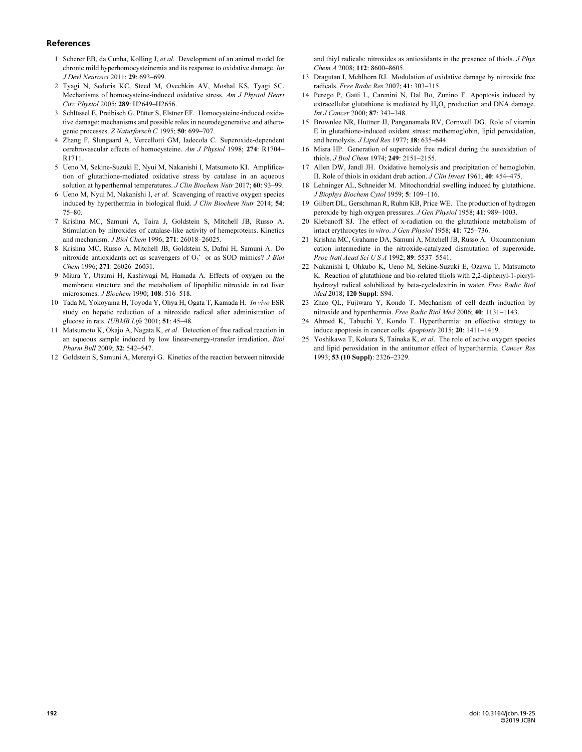## References

1 Scherer EB, da Cunha, Kolling J, *et al*. Development of an animal model for chronic mild hyperhomocysteinemia and its response to oxidative damage. *Int J Devl Neurosci* 2011; **29**: 693–699.

2 Tyagi N, Sedoris KC, Steed M, Ovechkin AV, Moshal KS, Tyagi SC. Mechanisms of homocysteine-induced oxidative stress. *Am J Physiol Heart Circ Physiol* 2005; **289**: H2649–H2656.

3 Schlüssel E, Preibisch G, Pütter S, Elstner EF. Homocysteine-induced oxidative damage: mechanisms and possible roles in neurodegenerative and atherogenic processes. *Z Naturforsch C* 1995; **50**: 699–707.

4 Zhang F, Slungaard A, Vercellotti GM, Iadecola C. Superoxide-dependent cerebrovascular effects of homocysteine. *Am J Physiol* 1998; **274**: R1704–R1711.

5 Ueno M, Sekine-Suzuki E, Nyui M, Nakanishi I, Matsumoto KI. Amplification of glutathione-mediated oxidative stress by catalase in an aqueous solution at hyperthermal temperatures. *J Clin Biochem Nutr* 2017; **60**: 93–99.

6 Ueno M, Nyui M, Nakanishi I, *et al*. Scavenging of reactive oxygen species induced by hyperthermia in biological fluid. *J Clin Biochem Nutr* 2014; **54**: 75–80.

7 Krishna MC, Samuni A, Taira J, Goldstein S, Mitchell JB, Russo A. Stimulation by nitroxides of catalase-like activity of hemeproteins. Kinetics and mechanism. *J Biol Chem* 1996; **271**: 26018–26025.

8 Krishna MC, Russo A, Mitchell JB, Goldstein S, Dafni H, Samuni A. Do nitroxide antioxidants act as scavengers of $O_2^{\bullet-}$ or as SOD mimics? *J Biol Chem* 1996; **271**: 26026–26031.

9 Miura Y, Utsumi H, Kashiwagi M, Hamada A. Effects of oxygen on the membrane structure and the metabolism of lipophilic nitroxide in rat liver microsomes. *J Biochem* 1990; **108**: 516–518.

10 Tada M, Yokoyama H, Toyoda Y, Ohya H, Ogata T, Kamada H. *In vivo* ESR study on hepatic reduction of a nitroxide radical after administration of glucose in rats. *IUBMB Life* 2001; **51**: 45–48.

11 Matsumoto K, Okajo A, Nagata K, *et al*. Detection of free radical reaction in an aqueous sample induced by low linear-energy-transfer irradiation. *Biol Pharm Bull* 2009; **32**: 542–547.

12 Goldstein S, Samuni A, Merenyi G. Kinetics of the reaction between nitroxide and thiyl radicals: nitroxides as antioxidants in the presence of thiols. *J Phys Chem A* 2008; **112**: 8600–8605.

13 Dragutan I, Mehlhorn RJ. Modulation of oxidative damage by nitroxide free radicals. *Free Radic Res* 2007; **41**: 303–315.

14 Perego P, Gatti L, Carenini N, Dal Bo, Zunino F. Apoptosis induced by extracellular glutathione is mediated by $H_2O_2$ production and DNA damage. *Int J Cancer* 2000; **87**: 343–348.

15 Brownlee NR, Huttner JJ, Panganamala RV, Cornwell DG. Role of vitamin E in glutathione-induced oxidant stress: methemoglobin, lipid peroxidation, and hemolysis. *J Lipid Res* 1977; **18**: 635–644.

16 Misra HP. Generation of superoxide free radical during the autoxidation of thiols. *J Biol Chem* 1974; **249**: 2151–2155.

17 Allen DW, Jandl JH. Oxidative hemolysis and precipitation of hemoglobin. II. Role of thiols in oxidant drub action. *J Clin Invest* 1961; **40**: 454–475.

18 Lehninger AL, Schneider M. Mitochondrial swelling induced by glutathione. *J Biophys Biochem Cytol* 1959; **5**: 109–116.

19 Gilbert DL, Gerschman R, Ruhm KB, Price WE. The production of hydrogen peroxide by high oxygen pressures. *J Gen Physiol* 1958; **41**: 989–1003.

20 Klebanoff SJ. The effect of x-radiation on the glutathione metabolism of intact erythrocytes *in vitro*. *J Gen Physiol* 1958; **41**: 725–736.

21 Krishna MC, Grahame DA, Samuni A, Mitchell JB, Russo A. Oxoammonium cation intermediate in the nitroxide-catalyzed dismutation of superoxide. *Proc Natl Acad Sci U S A* 1992; **89**: 5537–5541.

22 Nakanishi I, Ohkubo K, Ueno M, Sekine-Suzuki E, Ozawa T, Matsumoto K. Reaction of glutathione and bio-related thiols with 2,2-diphenyl-1-picrylhydrazyl radical solubilized by beta-cyclodextrin in water. *Free Radic Biol Med* 2018; **120 Suppl**: S94.

23 Zhao QL, Fujiwara Y, Kondo T. Mechanism of cell death induction by nitroxide and hyperthermia. *Free Radic Biol Med* 2006; **40**: 1131–1143.

24 Ahmed K, Tabuchi Y, Kondo T. Hyperthermia: an effective strategy to induce apoptosis in cancer cells. *Apoptosis* 2015; **20**: 1411–1419.

25 Yoshikawa T, Kokura S, Tainaka K, *et al*. The role of active oxygen species and lipid peroxidation in the antitumor effect of hyperthermia. *Cancer Res* 1993; **53 (10 Suppl)**: 2326–2329.